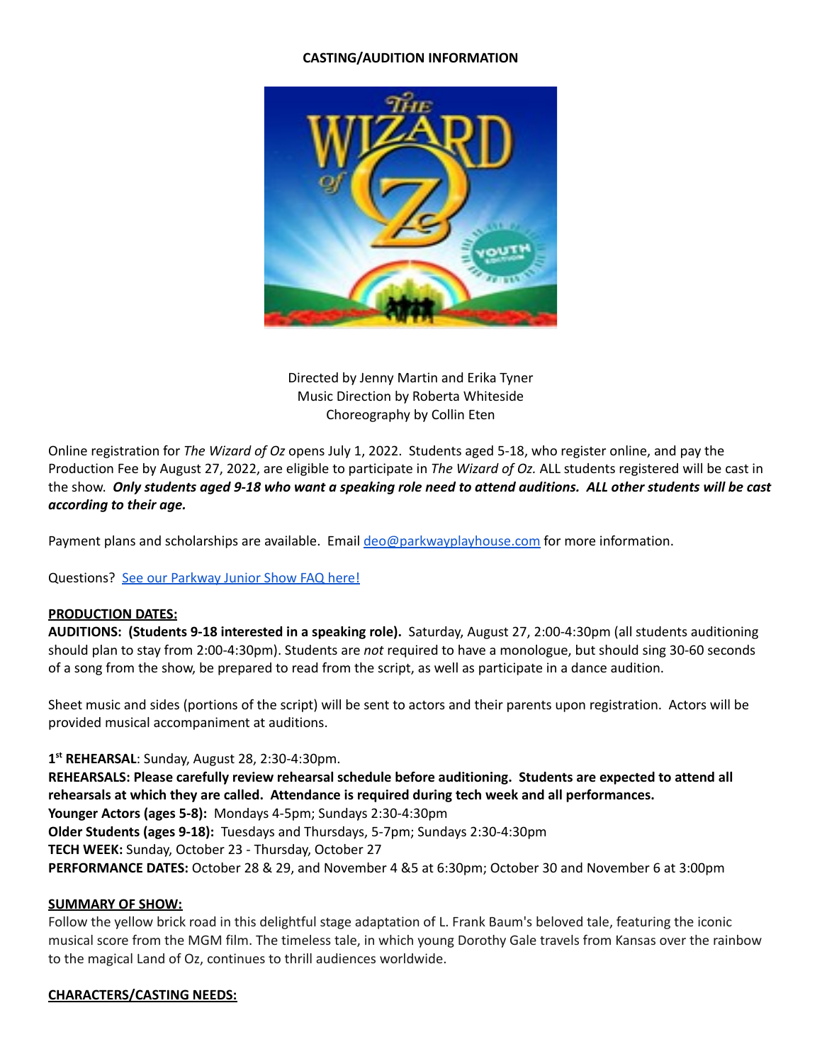# CASTING/AUDITION INFORMATION

Directed by Jenny Martin and Erika Tyner
Music Direction by Roberta Whiteside
Choreography by Collin Eten

Online registration for *The Wizard of Oz* opens July 1, 2022. Students aged 5-18, who register online, and pay the Production Fee by August 27, 2022, are eligible to participate in *The Wizard of Oz.* ALL students registered will be cast in the show. ***Only students aged 9-18 who want a speaking role need to attend auditions. ALL other students will be cast according to their age.***

Payment plans and scholarships are available. Email deo@parkwayplayhouse.com for more information.

Questions? See our Parkway Junior Show FAQ here!

## PRODUCTION DATES:

**AUDITIONS: (Students 9-18 interested in a speaking role).** Saturday, August 27, 2:00-4:30pm (all students auditioning should plan to stay from 2:00-4:30pm). Students are *not* required to have a monologue, but should sing 30-60 seconds of a song from the show, be prepared to read from the script, as well as participate in a dance audition.

Sheet music and sides (portions of the script) will be sent to actors and their parents upon registration. Actors will be provided musical accompaniment at auditions.

**1st REHEARSAL**: Sunday, August 28, 2:30-4:30pm.

**REHEARSALS: Please carefully review rehearsal schedule before auditioning. Students are expected to attend all rehearsals at which they are called. Attendance is required during tech week and all performances.**

**Younger Actors (ages 5-8):** Mondays 4-5pm; Sundays 2:30-4:30pm

**Older Students (ages 9-18):** Tuesdays and Thursdays, 5-7pm; Sundays 2:30-4:30pm

**TECH WEEK:** Sunday, October 23 - Thursday, October 27

**PERFORMANCE DATES:** October 28 & 29, and November 4 &5 at 6:30pm; October 30 and November 6 at 3:00pm

## SUMMARY OF SHOW:

Follow the yellow brick road in this delightful stage adaptation of L. Frank Baum's beloved tale, featuring the iconic musical score from the MGM film. The timeless tale, in which young Dorothy Gale travels from Kansas over the rainbow to the magical Land of Oz, continues to thrill audiences worldwide.

## CHARACTERS/CASTING NEEDS: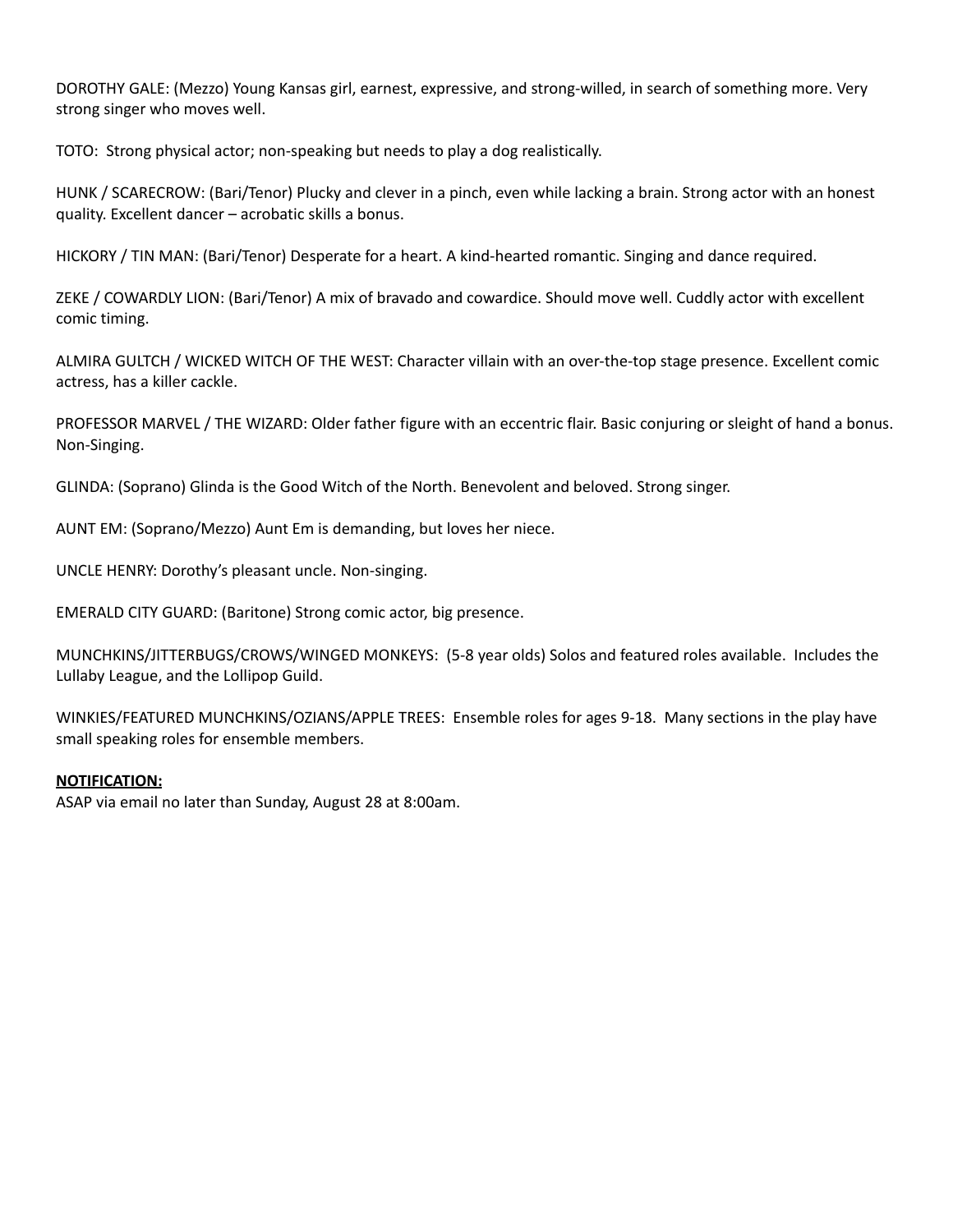DOROTHY GALE: (Mezzo) Young Kansas girl, earnest, expressive, and strong-willed, in search of something more. Very strong singer who moves well.

TOTO: Strong physical actor; non-speaking but needs to play a dog realistically.

HUNK / SCARECROW: (Bari/Tenor) Plucky and clever in a pinch, even while lacking a brain. Strong actor with an honest quality. Excellent dancer – acrobatic skills a bonus.

HICKORY / TIN MAN: (Bari/Tenor) Desperate for a heart. A kind-hearted romantic. Singing and dance required.

ZEKE / COWARDLY LION: (Bari/Tenor) A mix of bravado and cowardice. Should move well. Cuddly actor with excellent comic timing.

ALMIRA GULTCH / WICKED WITCH OF THE WEST: Character villain with an over-the-top stage presence. Excellent comic actress, has a killer cackle.

PROFESSOR MARVEL / THE WIZARD: Older father figure with an eccentric flair. Basic conjuring or sleight of hand a bonus. Non-Singing.

GLINDA: (Soprano) Glinda is the Good Witch of the North. Benevolent and beloved. Strong singer.

AUNT EM: (Soprano/Mezzo) Aunt Em is demanding, but loves her niece.

UNCLE HENRY: Dorothy's pleasant uncle. Non-singing.

EMERALD CITY GUARD: (Baritone) Strong comic actor, big presence.

MUNCHKINS/JITTERBUGS/CROWS/WINGED MONKEYS: (5-8 year olds) Solos and featured roles available. Includes the Lullaby League, and the Lollipop Guild.

WINKIES/FEATURED MUNCHKINS/OZIANS/APPLE TREES: Ensemble roles for ages 9-18. Many sections in the play have small speaking roles for ensemble members.

**NOTIFICATION:**

ASAP via email no later than Sunday, August 28 at 8:00am.